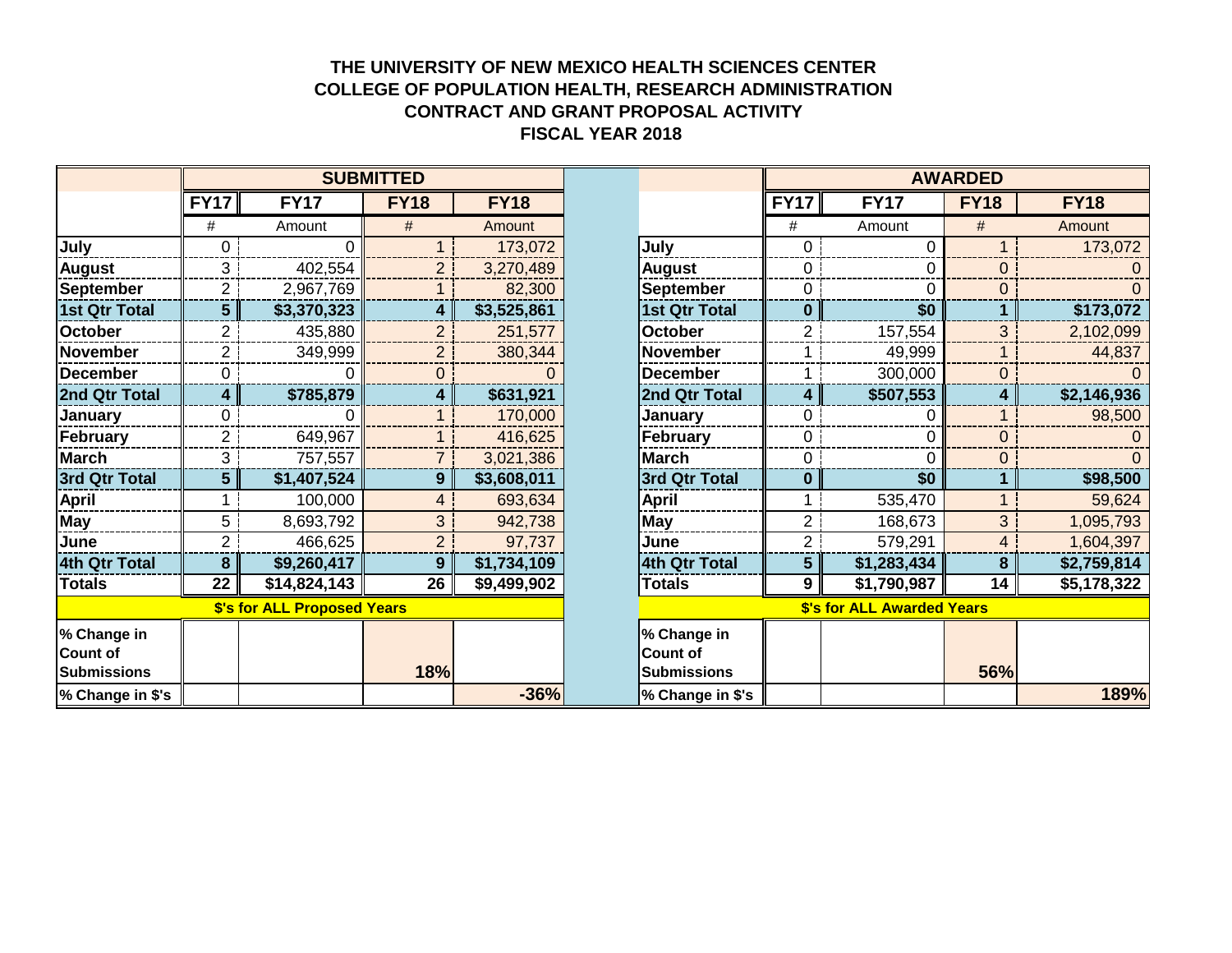# THE UNIVERSITY OF NEW MEXICO HEALTH SCIENCES CENTER
## COLLEGE OF POPULATION HEALTH, RESEARCH ADMINISTRATION
## CONTRACT AND GRANT PROPOSAL ACTIVITY
## FISCAL YEAR 2018

| | SUBMITTED | | | |
|---|---|---|---|---|
| | FY17 | FY17 | FY18 | FY18 |
| | # | Amount | # | Amount |
| July | 0 | 0 | 1 | 173,072 |
| August | 3 | 402,554 | 2 | 3,270,489 |
| September | 2 | 2,967,769 | 1 | 82,300 |
| **1st Qtr Total** | **5** | **$3,370,323** | **4** | **$3,525,861** |
| October | 2 | 435,880 | 2 | 251,577 |
| November | 2 | 349,999 | 2 | 380,344 |
| December | 0 | 0 | 0 | 0 |
| **2nd Qtr Total** | **4** | **$785,879** | **4** | **$631,921** |
| January | 0 | 0 | 1 | 170,000 |
| February | 2 | 649,967 | 1 | 416,625 |
| March | 3 | 757,557 | 7 | 3,021,386 |
| **3rd Qtr Total** | **5** | **$1,407,524** | **9** | **$3,608,011** |
| April | 1 | 100,000 | 4 | 693,634 |
| May | 5 | 8,693,792 | 3 | 942,738 |
| June | 2 | 466,625 | 2 | 97,737 |
| **4th Qtr Total** | **8** | **$9,260,417** | **9** | **$1,734,109** |
| **Totals** | **22** | **$14,824,143** | **26** | **$9,499,902** |
| | **$'s for ALL Proposed Years** | | | |
| **% Change in Count of Submissions** | | | **18%** | |
| **% Change in $'s** | | | | **-36%** |

| | AWARDED | | | |
|---|---|---|---|---|
| | FY17 | FY17 | FY18 | FY18 |
| | # | Amount | # | Amount |
| July | 0 | 0 | 1 | 173,072 |
| August | 0 | 0 | 0 | 0 |
| September | 0 | 0 | 0 | 0 |
| **1st Qtr Total** | **0** | **$0** | **1** | **$173,072** |
| October | 2 | 157,554 | 3 | 2,102,099 |
| November | 1 | 49,999 | 1 | 44,837 |
| December | 1 | 300,000 | 0 | 0 |
| **2nd Qtr Total** | **4** | **$507,553** | **4** | **$2,146,936** |
| January | 0 | 0 | 1 | 98,500 |
| February | 0 | 0 | 0 | 0 |
| March | 0 | 0 | 0 | 0 |
| **3rd Qtr Total** | **0** | **$0** | **1** | **$98,500** |
| April | 1 | 535,470 | 1 | 59,624 |
| May | 2 | 168,673 | 3 | 1,095,793 |
| June | 2 | 579,291 | 4 | 1,604,397 |
| **4th Qtr Total** | **5** | **$1,283,434** | **8** | **$2,759,814** |
| **Totals** | **9** | **$1,790,987** | **14** | **$5,178,322** |
| | **$'s for ALL Awarded Years** | | | |
| **% Change in Count of Submissions** | | | **56%** | |
| **% Change in $'s** | | | | **189%** |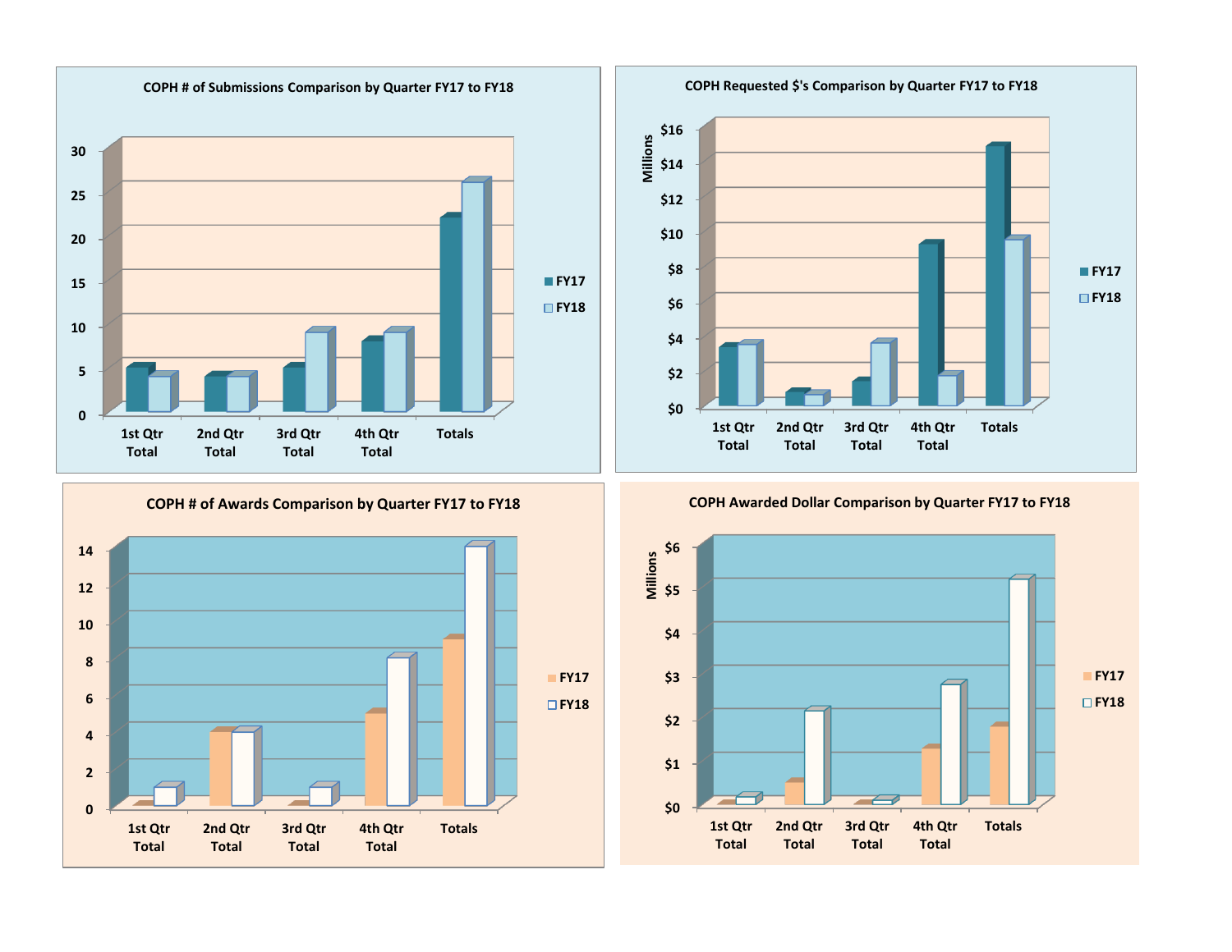COPH # of Submissions Comparison by Quarter FY17 to FY18

30
25
20
15
10
5
0

1st Qtr Total
2nd Qtr Total
3rd Qtr Total
4th Qtr Total
Totals

FY17
FY18

COPH Requested $'s Comparison by Quarter FY17 to FY18

Millions

$16
$14
$12
$10
$8
$6
$4
$2
$0

1st Qtr Total
2nd Qtr Total
3rd Qtr Total
4th Qtr Total
Totals

FY17
FY18

COPH # of Awards Comparison by Quarter FY17 to FY18

14
12
10
8
6
4
2
0

1st Qtr Total
2nd Qtr Total
3rd Qtr Total
4th Qtr Total
Totals

FY17
FY18

COPH Awarded Dollar Comparison by Quarter FY17 to FY18

Millions

$6
$5
$4
$3
$2
$1
$0

1st Qtr Total
2nd Qtr Total
3rd Qtr Total
4th Qtr Total
Totals

FY17
FY18